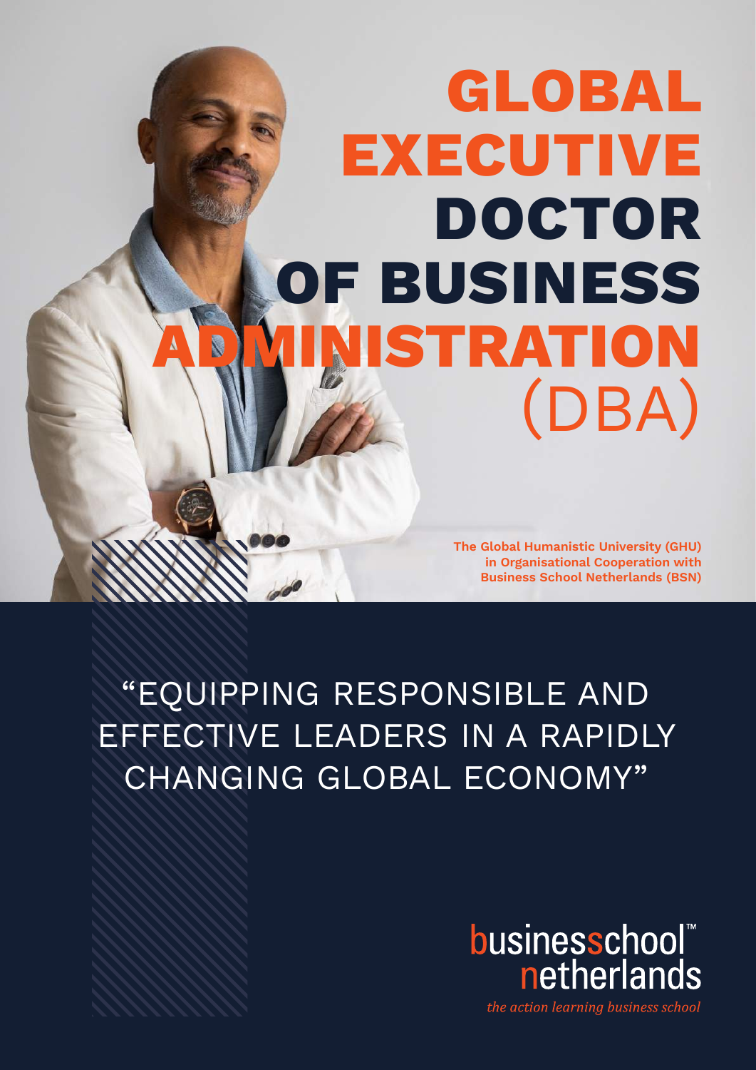# GLOBAL EXECUTIVE DOCTOR OF BUSINESS ADMINISTRATION (DBA)

**The Global Humanistic University (GHU) in Organisational Cooperation with Business School Netherlands (BSN)**

"EQUIPPING RESPONSIBLE AND EFFECTIVE LEADERS IN A RAPIDLY CHANGING GLOBAL ECONOMY"

businesschool™ netherlands

*the action learning business school*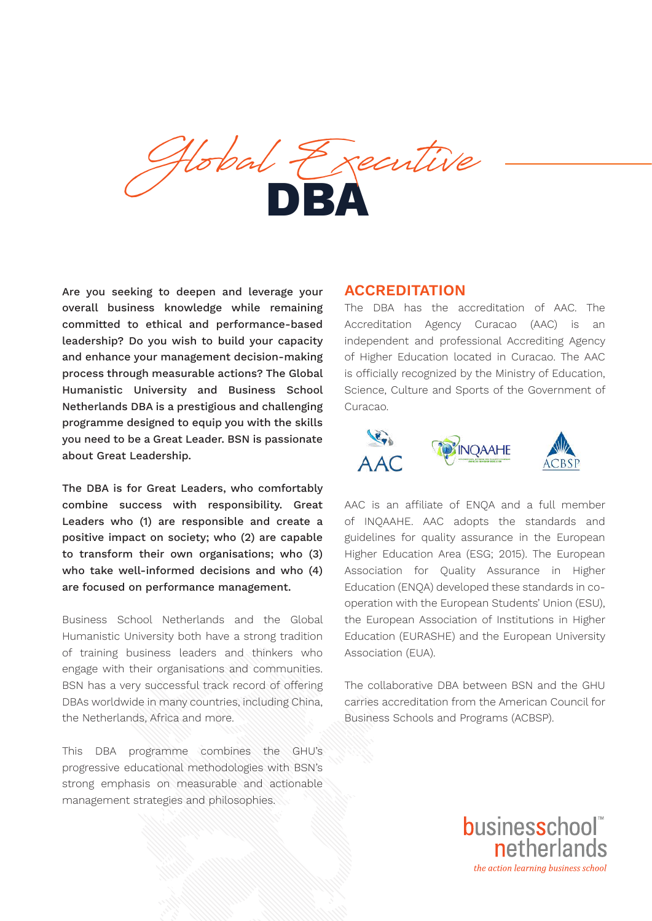# Global Executive DBA

**Are you seeking to deepen and leverage your overall business knowledge while remaining committed to ethical and performance-based leadership? Do you wish to build your capacity and enhance your management decision-making process through measurable actions? The Global Humanistic University and Business School Netherlands DBA is a prestigious and challenging programme designed to equip you with the skills you need to be a Great Leader. BSN is passionate about Great Leadership.**

**The DBA is for Great Leaders, who comfortably combine success with responsibility. Great Leaders who (1) are responsible and create a positive impact on society; who (2) are capable to transform their own organisations; who (3) who take well-informed decisions and who (4) are focused on performance management.**

Business School Netherlands and the Global Humanistic University both have a strong tradition of training business leaders and thinkers who engage with their organisations and communities. BSN has a very successful track record of offering DBAs worldwide in many countries, including China, the Netherlands, Africa and more.

This DBA programme combines the GHU's progressive educational methodologies with BSN's strong emphasis on measurable and actionable management strategies and philosophies.

## ACCREDITATION

The DBA has the accreditation of AAC. The Accreditation Agency Curacao (AAC) is an independent and professional Accrediting Agency of Higher Education located in Curacao. The AAC is officially recognized by the Ministry of Education, Science, Culture and Sports of the Government of Curacao.

AAC is an affiliate of ENQA and a full member of INQAAHE. AAC adopts the standards and guidelines for quality assurance in the European Higher Education Area (ESG; 2015). The European Association for Quality Assurance in Higher Education (ENQA) developed these standards in co-operation with the European Students' Union (ESU), the European Association of Institutions in Higher Education (EURASHE) and the European University Association (EUA).

The collaborative DBA between BSN and the GHU carries accreditation from the American Council for Business Schools and Programs (ACBSP).

businessschool netherlands
*the action learning business school*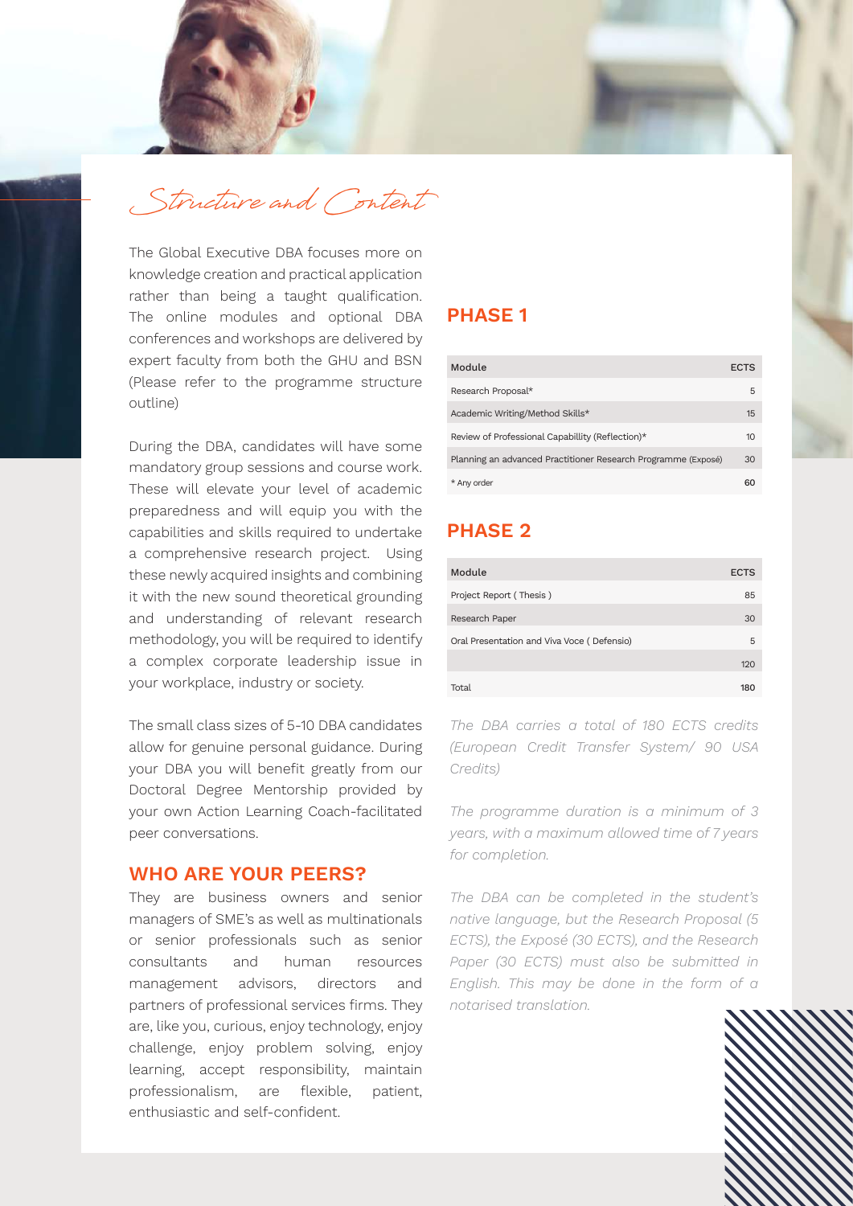# Structure and Content

The Global Executive DBA focuses more on knowledge creation and practical application rather than being a taught qualification. The online modules and optional DBA conferences and workshops are delivered by expert faculty from both the GHU and BSN (Please refer to the programme structure outline)

During the DBA, candidates will have some mandatory group sessions and course work. These will elevate your level of academic preparedness and will equip you with the capabilities and skills required to undertake a comprehensive research project. Using these newly acquired insights and combining it with the new sound theoretical grounding and understanding of relevant research methodology, you will be required to identify a complex corporate leadership issue in your workplace, industry or society.

The small class sizes of 5-10 DBA candidates allow for genuine personal guidance. During your DBA you will benefit greatly from our Doctoral Degree Mentorship provided by your own Action Learning Coach-facilitated peer conversations.

## WHO ARE YOUR PEERS?

They are business owners and senior managers of SME's as well as multinationals or senior professionals such as senior consultants and human resources management advisors, directors and partners of professional services firms. They are, like you, curious, enjoy technology, enjoy challenge, enjoy problem solving, enjoy learning, accept responsibility, maintain professionalism, are flexible, patient, enthusiastic and self-confident.

## PHASE 1

| Module | ECTS |
|---|---|
| Research Proposal* | 5 |
| Academic Writing/Method Skills* | 15 |
| Review of Professional Capabillity (Reflection)* | 10 |
| Planning an advanced Practitioner Research Programme (Exposé) | 30 |
| * Any order | 60 |

## PHASE 2

| Module | ECTS |
|---|---|
| Project Report ( Thesis ) | 85 |
| Research Paper | 30 |
| Oral Presentation and Viva Voce ( Defensio) | 5 |
| | 120 |
| Total | 180 |

*The DBA carries a total of 180 ECTS credits (European Credit Transfer System/ 90 USA Credits)*

*The programme duration is a minimum of 3 years, with a maximum allowed time of 7 years for completion.*

*The DBA can be completed in the student's native language, but the Research Proposal (5 ECTS), the Exposé (30 ECTS), and the Research Paper (30 ECTS) must also be submitted in English. This may be done in the form of a notarised translation.*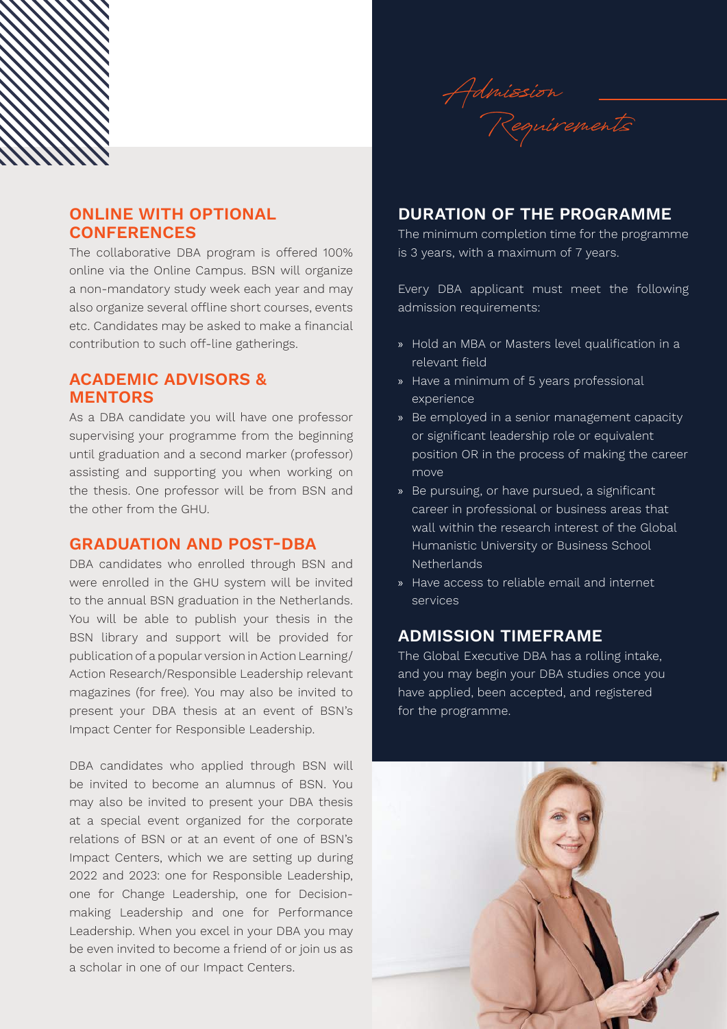## ONLINE WITH OPTIONAL CONFERENCES

The collaborative DBA program is offered 100% online via the Online Campus. BSN will organize a non-mandatory study week each year and may also organize several offline short courses, events etc. Candidates may be asked to make a financial contribution to such off-line gatherings.

## ACADEMIC ADVISORS & MENTORS

As a DBA candidate you will have one professor supervising your programme from the beginning until graduation and a second marker (professor) assisting and supporting you when working on the thesis. One professor will be from BSN and the other from the GHU.

## GRADUATION AND POST-DBA

DBA candidates who enrolled through BSN and were enrolled in the GHU system will be invited to the annual BSN graduation in the Netherlands. You will be able to publish your thesis in the BSN library and support will be provided for publication of a popular version in Action Learning/ Action Research/Responsible Leadership relevant magazines (for free). You may also be invited to present your DBA thesis at an event of BSN's Impact Center for Responsible Leadership.

DBA candidates who applied through BSN will be invited to become an alumnus of BSN. You may also be invited to present your DBA thesis at a special event organized for the corporate relations of BSN or at an event of one of BSN's Impact Centers, which we are setting up during 2022 and 2023: one for Responsible Leadership, one for Change Leadership, one for Decision-making Leadership and one for Performance Leadership. When you excel in your DBA you may be even invited to become a friend of or join us as a scholar in one of our Impact Centers.

# *Admission Requirements*

## DURATION OF THE PROGRAMME

The minimum completion time for the programme is 3 years, with a maximum of 7 years.

Every DBA applicant must meet the following admission requirements:

- Hold an MBA or Masters level qualification in a relevant field
- Have a minimum of 5 years professional experience
- Be employed in a senior management capacity or significant leadership role or equivalent position OR in the process of making the career move
- Be pursuing, or have pursued, a significant career in professional or business areas that wall within the research interest of the Global Humanistic University or Business School Netherlands
- Have access to reliable email and internet services

## ADMISSION TIMEFRAME

The Global Executive DBA has a rolling intake, and you may begin your DBA studies once you have applied, been accepted, and registered for the programme.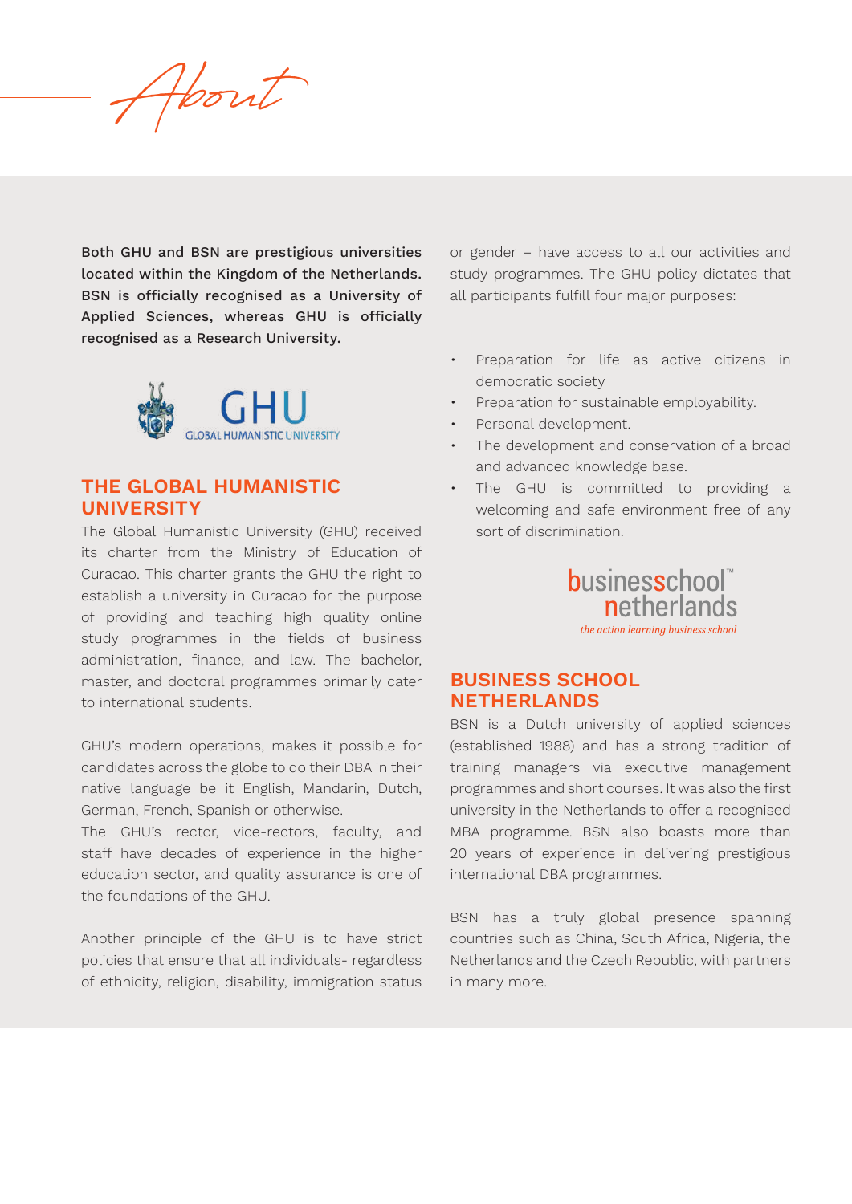# About

**Both GHU and BSN are prestigious universities located within the Kingdom of the Netherlands. BSN is officially recognised as a University of Applied Sciences, whereas GHU is officially recognised as a Research University.**

GHU
GLOBAL HUMANISTIC UNIVERSITY

## THE GLOBAL HUMANISTIC UNIVERSITY

The Global Humanistic University (GHU) received its charter from the Ministry of Education of Curacao. This charter grants the GHU the right to establish a university in Curacao for the purpose of providing and teaching high quality online study programmes in the fields of business administration, finance, and law. The bachelor, master, and doctoral programmes primarily cater to international students.

GHU's modern operations, makes it possible for candidates across the globe to do their DBA in their native language be it English, Mandarin, Dutch, German, French, Spanish or otherwise.
The GHU's rector, vice-rectors, faculty, and staff have decades of experience in the higher education sector, and quality assurance is one of the foundations of the GHU.

Another principle of the GHU is to have strict policies that ensure that all individuals- regardless of ethnicity, religion, disability, immigration status or gender – have access to all our activities and study programmes. The GHU policy dictates that all participants fulfill four major purposes:

- Preparation for life as active citizens in democratic society
- Preparation for sustainable employability.
- Personal development.
- The development and conservation of a broad and advanced knowledge base.
- The GHU is committed to providing a welcoming and safe environment free of any sort of discrimination.

businesschool™ netherlands
*the action learning business school*

## BUSINESS SCHOOL NETHERLANDS

BSN is a Dutch university of applied sciences (established 1988) and has a strong tradition of training managers via executive management programmes and short courses. It was also the first university in the Netherlands to offer a recognised MBA programme. BSN also boasts more than 20 years of experience in delivering prestigious international DBA programmes.

BSN has a truly global presence spanning countries such as China, South Africa, Nigeria, the Netherlands and the Czech Republic, with partners in many more.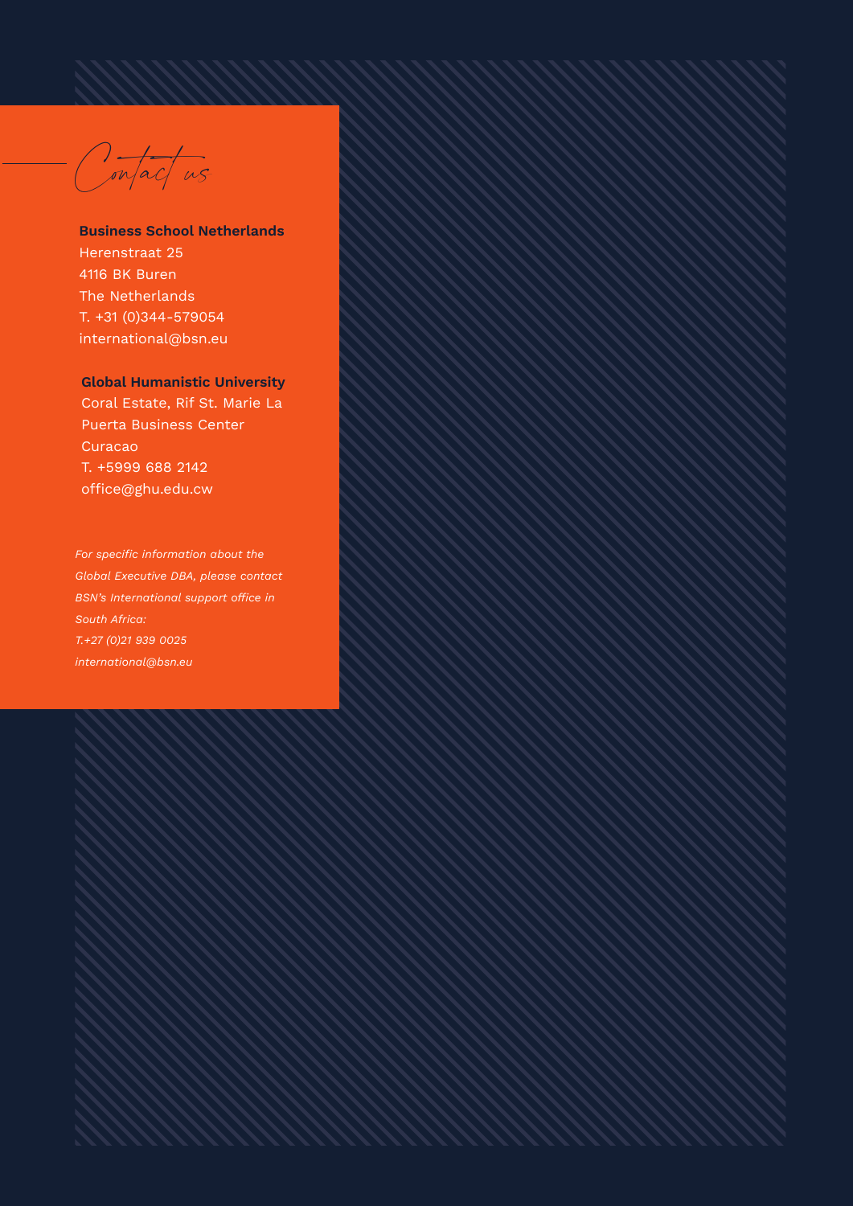# Contact us

**Business School Netherlands**
Herenstraat 25
4116 BK Buren
The Netherlands
T. +31 (0)344-579054
international@bsn.eu

**Global Humanistic University**
Coral Estate, Rif St. Marie La
Puerta Business Center
Curacao
T. +5999 688 2142
office@ghu.edu.cw

*For specific information about the Global Executive DBA, please contact BSN's International support office in South Africa:*
*T.+27 (0)21 939 0025*
*international@bsn.eu*